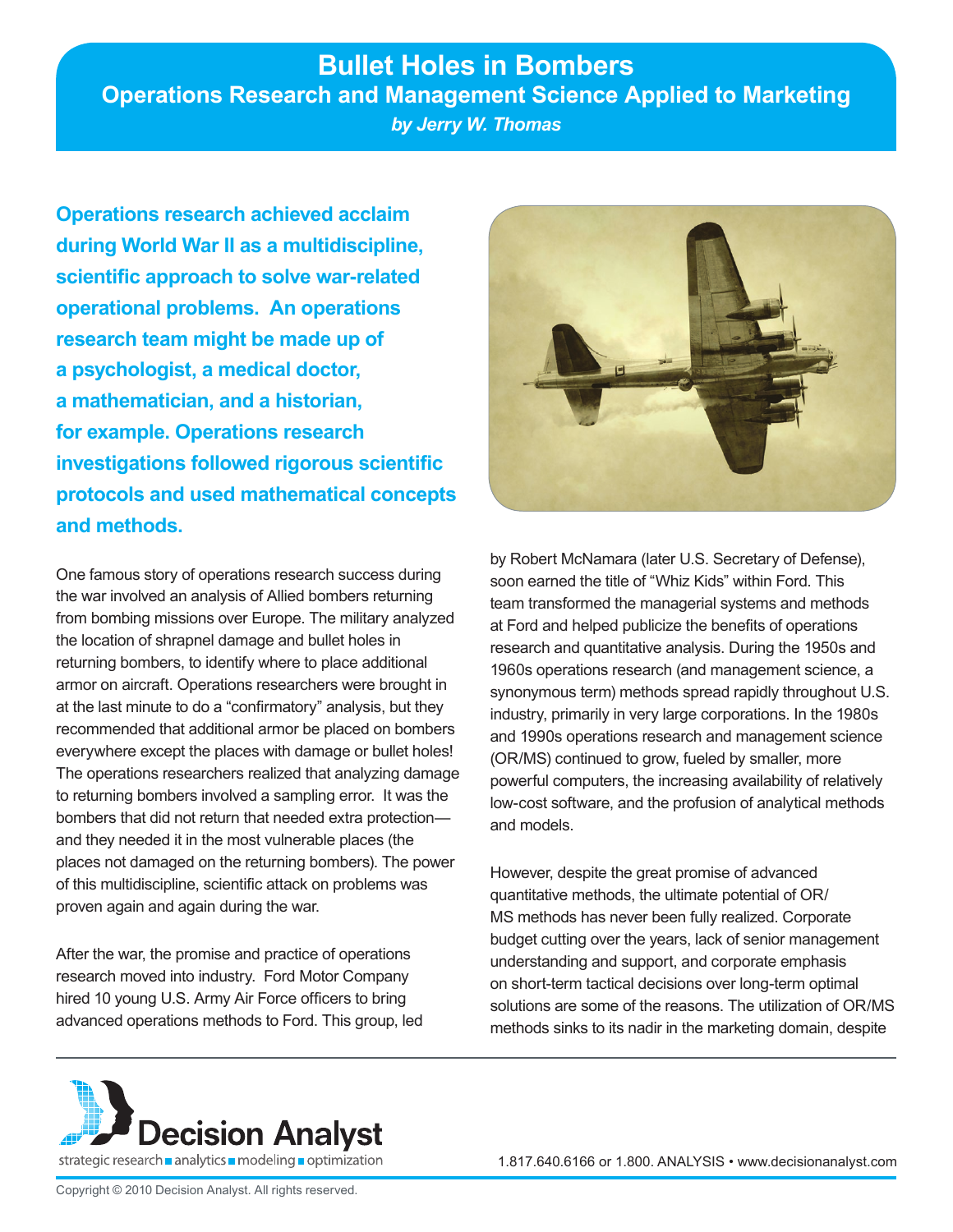# Bullet Holes in Bombers

## Operations Research and Management Science Applied to Marketing

***by Jerry W. Thomas***

**Operations research achieved acclaim during World War II as a multidiscipline, scientific approach to solve war-related operational problems. An operations research team might be made up of a psychologist, a medical doctor, a mathematician, and a historian, for example. Operations research investigations followed rigorous scientific protocols and used mathematical concepts and methods.**

One famous story of operations research success during the war involved an analysis of Allied bombers returning from bombing missions over Europe. The military analyzed the location of shrapnel damage and bullet holes in returning bombers, to identify where to place additional armor on aircraft. Operations researchers were brought in at the last minute to do a "confirmatory" analysis, but they recommended that additional armor be placed on bombers everywhere except the places with damage or bullet holes! The operations researchers realized that analyzing damage to returning bombers involved a sampling error. It was the bombers that did not return that needed extra protection—and they needed it in the most vulnerable places (the places not damaged on the returning bombers). The power of this multidiscipline, scientific attack on problems was proven again and again during the war.

After the war, the promise and practice of operations research moved into industry. Ford Motor Company hired 10 young U.S. Army Air Force officers to bring advanced operations methods to Ford. This group, led by Robert McNamara (later U.S. Secretary of Defense), soon earned the title of "Whiz Kids" within Ford. This team transformed the managerial systems and methods at Ford and helped publicize the benefits of operations research and quantitative analysis. During the 1950s and 1960s operations research (and management science, a synonymous term) methods spread rapidly throughout U.S. industry, primarily in very large corporations. In the 1980s and 1990s operations research and management science (OR/MS) continued to grow, fueled by smaller, more powerful computers, the increasing availability of relatively low-cost software, and the profusion of analytical methods and models.

However, despite the great promise of advanced quantitative methods, the ultimate potential of OR/MS methods has never been fully realized. Corporate budget cutting over the years, lack of senior management understanding and support, and corporate emphasis on short-term tactical decisions over long-term optimal solutions are some of the reasons. The utilization of OR/MS methods sinks to its nadir in the marketing domain, despite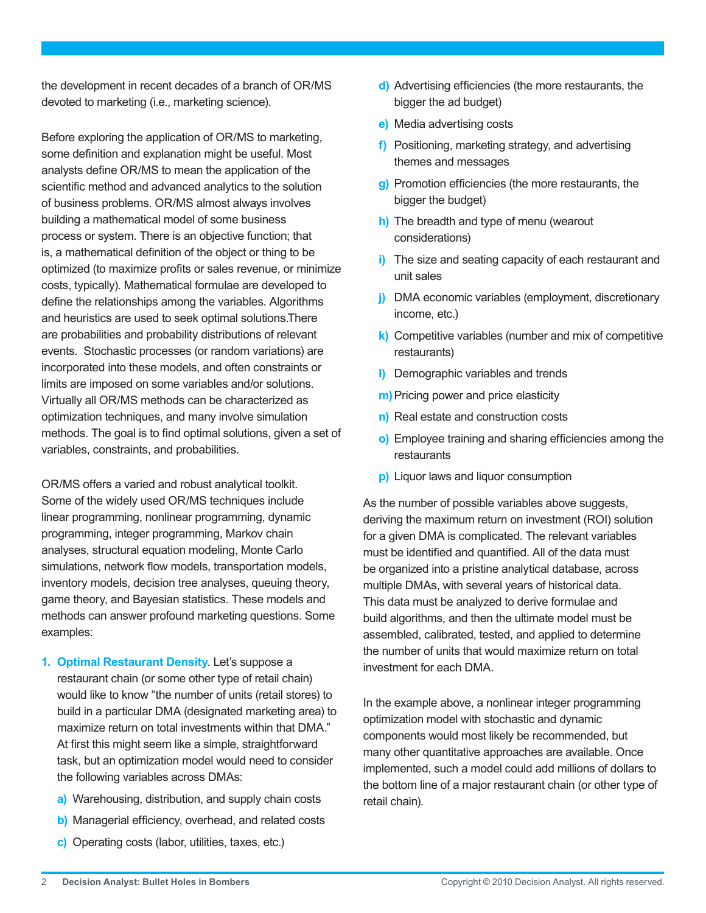the development in recent decades of a branch of OR/MS devoted to marketing (i.e., marketing science).

Before exploring the application of OR/MS to marketing, some definition and explanation might be useful. Most analysts define OR/MS to mean the application of the scientific method and advanced analytics to the solution of business problems. OR/MS almost always involves building a mathematical model of some business process or system. There is an objective function; that is, a mathematical definition of the object or thing to be optimized (to maximize profits or sales revenue, or minimize costs, typically). Mathematical formulae are developed to define the relationships among the variables. Algorithms and heuristics are used to seek optimal solutions.There are probabilities and probability distributions of relevant events. Stochastic processes (or random variations) are incorporated into these models, and often constraints or limits are imposed on some variables and/or solutions. Virtually all OR/MS methods can be characterized as optimization techniques, and many involve simulation methods. The goal is to find optimal solutions, given a set of variables, constraints, and probabilities.

OR/MS offers a varied and robust analytical toolkit. Some of the widely used OR/MS techniques include linear programming, nonlinear programming, dynamic programming, integer programming, Markov chain analyses, structural equation modeling, Monte Carlo simulations, network flow models, transportation models, inventory models, decision tree analyses, queuing theory, game theory, and Bayesian statistics. These models and methods can answer profound marketing questions. Some examples:

1. **Optimal Restaurant Density**. Let's suppose a restaurant chain (or some other type of retail chain) would like to know "the number of units (retail stores) to build in a particular DMA (designated marketing area) to maximize return on total investments within that DMA." At first this might seem like a simple, straightforward task, but an optimization model would need to consider the following variables across DMAs:

   a) Warehousing, distribution, and supply chain costs
   b) Managerial efficiency, overhead, and related costs
   c) Operating costs (labor, utilities, taxes, etc.)
   d) Advertising efficiencies (the more restaurants, the bigger the ad budget)
   e) Media advertising costs
   f) Positioning, marketing strategy, and advertising themes and messages
   g) Promotion efficiencies (the more restaurants, the bigger the budget)
   h) The breadth and type of menu (wearout considerations)
   i) The size and seating capacity of each restaurant and unit sales
   j) DMA economic variables (employment, discretionary income, etc.)
   k) Competitive variables (number and mix of competitive restaurants)
   l) Demographic variables and trends
   m) Pricing power and price elasticity
   n) Real estate and construction costs
   o) Employee training and sharing efficiencies among the restaurants
   p) Liquor laws and liquor consumption

As the number of possible variables above suggests, deriving the maximum return on investment (ROI) solution for a given DMA is complicated. The relevant variables must be identified and quantified. All of the data must be organized into a pristine analytical database, across multiple DMAs, with several years of historical data. This data must be analyzed to derive formulae and build algorithms, and then the ultimate model must be assembled, calibrated, tested, and applied to determine the number of units that would maximize return on total investment for each DMA.

In the example above, a nonlinear integer programming optimization model with stochastic and dynamic components would most likely be recommended, but many other quantitative approaches are available. Once implemented, such a model could add millions of dollars to the bottom line of a major restaurant chain (or other type of retail chain).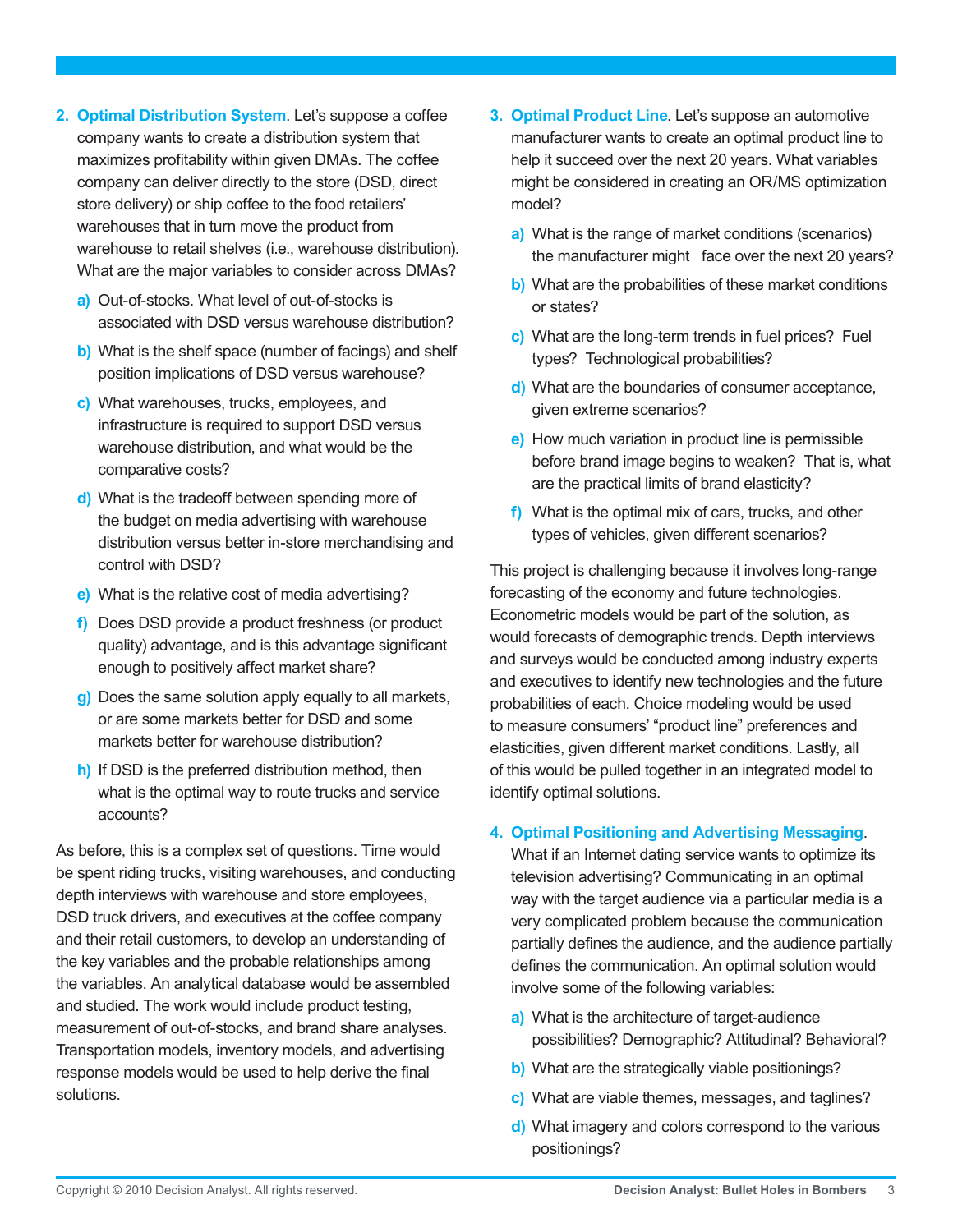2. **Optimal Distribution System**. Let's suppose a coffee company wants to create a distribution system that maximizes profitability within given DMAs. The coffee company can deliver directly to the store (DSD, direct store delivery) or ship coffee to the food retailers' warehouses that in turn move the product from warehouse to retail shelves (i.e., warehouse distribution). What are the major variables to consider across DMAs?

   a) Out-of-stocks. What level of out-of-stocks is associated with DSD versus warehouse distribution?

   b) What is the shelf space (number of facings) and shelf position implications of DSD versus warehouse?

   c) What warehouses, trucks, employees, and infrastructure is required to support DSD versus warehouse distribution, and what would be the comparative costs?

   d) What is the tradeoff between spending more of the budget on media advertising with warehouse distribution versus better in-store merchandising and control with DSD?

   e) What is the relative cost of media advertising?

   f) Does DSD provide a product freshness (or product quality) advantage, and is this advantage significant enough to positively affect market share?

   g) Does the same solution apply equally to all markets, or are some markets better for DSD and some markets better for warehouse distribution?

   h) If DSD is the preferred distribution method, then what is the optimal way to route trucks and service accounts?

As before, this is a complex set of questions. Time would be spent riding trucks, visiting warehouses, and conducting depth interviews with warehouse and store employees, DSD truck drivers, and executives at the coffee company and their retail customers, to develop an understanding of the key variables and the probable relationships among the variables. An analytical database would be assembled and studied. The work would include product testing, measurement of out-of-stocks, and brand share analyses. Transportation models, inventory models, and advertising response models would be used to help derive the final solutions.

3. **Optimal Product Line**. Let's suppose an automotive manufacturer wants to create an optimal product line to help it succeed over the next 20 years. What variables might be considered in creating an OR/MS optimization model?

   a) What is the range of market conditions (scenarios) the manufacturer might face over the next 20 years?

   b) What are the probabilities of these market conditions or states?

   c) What are the long-term trends in fuel prices? Fuel types? Technological probabilities?

   d) What are the boundaries of consumer acceptance, given extreme scenarios?

   e) How much variation in product line is permissible before brand image begins to weaken? That is, what are the practical limits of brand elasticity?

   f) What is the optimal mix of cars, trucks, and other types of vehicles, given different scenarios?

This project is challenging because it involves long-range forecasting of the economy and future technologies. Econometric models would be part of the solution, as would forecasts of demographic trends. Depth interviews and surveys would be conducted among industry experts and executives to identify new technologies and the future probabilities of each. Choice modeling would be used to measure consumers' "product line" preferences and elasticities, given different market conditions. Lastly, all of this would be pulled together in an integrated model to identify optimal solutions.

4. **Optimal Positioning and Advertising Messaging**. What if an Internet dating service wants to optimize its television advertising? Communicating in an optimal way with the target audience via a particular media is a very complicated problem because the communication partially defines the audience, and the audience partially defines the communication. An optimal solution would involve some of the following variables:

   a) What is the architecture of target-audience possibilities? Demographic? Attitudinal? Behavioral?

   b) What are the strategically viable positionings?

   c) What are viable themes, messages, and taglines?

   d) What imagery and colors correspond to the various positionings?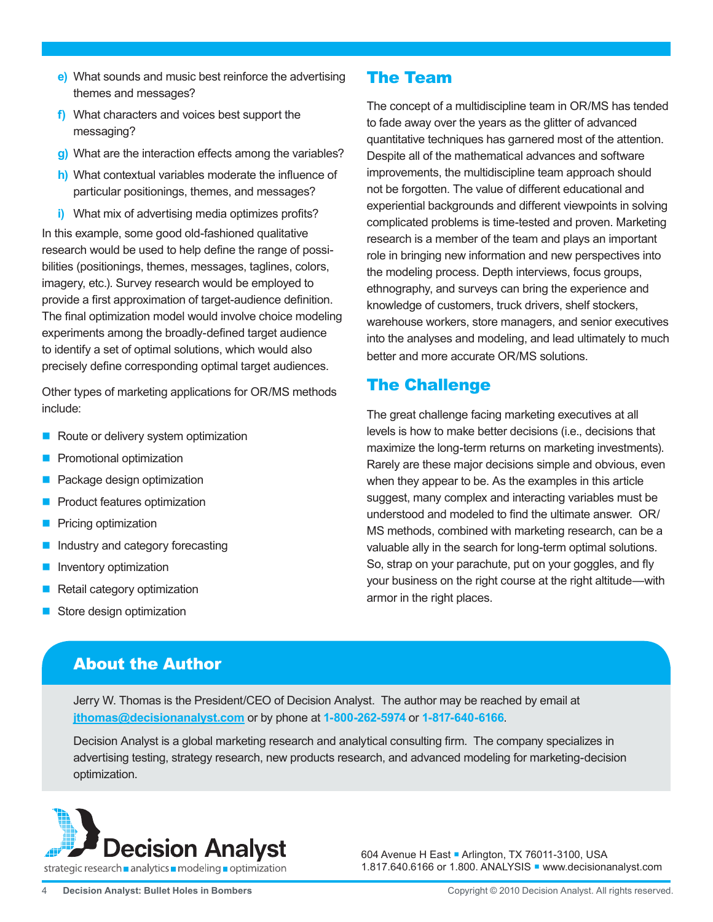e) What sounds and music best reinforce the advertising themes and messages?

f) What characters and voices best support the messaging?

g) What are the interaction effects among the variables?

h) What contextual variables moderate the influence of particular positionings, themes, and messages?

i) What mix of advertising media optimizes profits?

In this example, some good old-fashioned qualitative research would be used to help define the range of possibilities (positionings, themes, messages, taglines, colors, imagery, etc.). Survey research would be employed to provide a first approximation of target-audience definition. The final optimization model would involve choice modeling experiments among the broadly-defined target audience to identify a set of optimal solutions, which would also precisely define corresponding optimal target audiences.

Other types of marketing applications for OR/MS methods include:

- Route or delivery system optimization
- Promotional optimization
- Package design optimization
- Product features optimization
- Pricing optimization
- Industry and category forecasting
- Inventory optimization
- Retail category optimization
- Store design optimization

## The Team

The concept of a multidiscipline team in OR/MS has tended to fade away over the years as the glitter of advanced quantitative techniques has garnered most of the attention. Despite all of the mathematical advances and software improvements, the multidiscipline team approach should not be forgotten. The value of different educational and experiential backgrounds and different viewpoints in solving complicated problems is time-tested and proven. Marketing research is a member of the team and plays an important role in bringing new information and new perspectives into the modeling process. Depth interviews, focus groups, ethnography, and surveys can bring the experience and knowledge of customers, truck drivers, shelf stockers, warehouse workers, store managers, and senior executives into the analyses and modeling, and lead ultimately to much better and more accurate OR/MS solutions.

## The Challenge

The great challenge facing marketing executives at all levels is how to make better decisions (i.e., decisions that maximize the long-term returns on marketing investments). Rarely are these major decisions simple and obvious, even when they appear to be. As the examples in this article suggest, many complex and interacting variables must be understood and modeled to find the ultimate answer. OR/MS methods, combined with marketing research, can be a valuable ally in the search for long-term optimal solutions. So, strap on your parachute, put on your goggles, and fly your business on the right course at the right altitude—with armor in the right places.

## About the Author

Jerry W. Thomas is the President/CEO of Decision Analyst. The author may be reached by email at jthomas@decisionanalyst.com or by phone at 1-800-262-5974 or 1-817-640-6166.

Decision Analyst is a global marketing research and analytical consulting firm. The company specializes in advertising testing, strategy research, new products research, and advanced modeling for marketing-decision optimization.

Decision Analyst

strategic research ▪ analytics ▪ modeling ▪ optimization

604 Avenue H East ▪ Arlington, TX 76011-3100, USA
1.817.640.6166 or 1.800. ANALYSIS ▪ www.decisionanalyst.com

Copyright © 2010 Decision Analyst. All rights reserved.